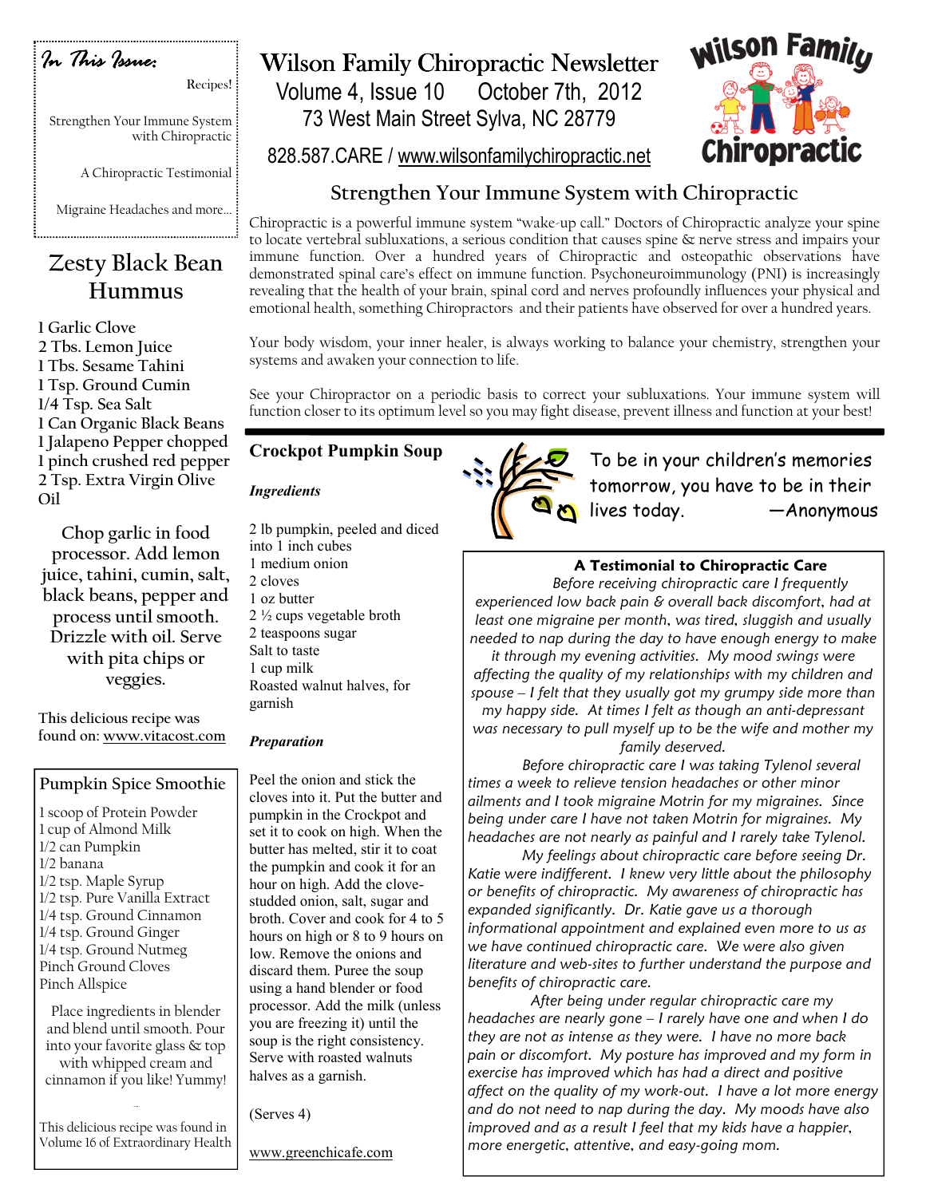# Wilson Family Chiropractic Newsletter

Volume 4, Issue 10 October 7th, 2012

73 West Main Street Sylva, NC 28779

828.587.CARE / www.wilsonfamilychiropractic.net

*In This Issue:*

- Recipes!
- Strengthen Your Immune System with Chiropractic
- A Chiropractic Testimonial
- Migraine Headaches and more...

## Strengthen Your Immune System with Chiropractic

Chiropractic is a powerful immune system "wake-up call." Doctors of Chiropractic analyze your spine to locate vertebral subluxations, a serious condition that causes spine & nerve stress and impairs your immune function. Over a hundred years of Chiropractic and osteopathic observations have demonstrated spinal care's effect on immune function. Psychoneuroimmunology (PNI) is increasingly revealing that the health of your brain, spinal cord and nerves profoundly influences your physical and emotional health, something Chiropractors and their patients have observed for over a hundred years.

Your body wisdom, your inner healer, is always working to balance your chemistry, strengthen your systems and awaken your connection to life.

See your Chiropractor on a periodic basis to correct your subluxations. Your immune system will function closer to its optimum level so you may fight disease, prevent illness and function at your best!

## Zesty Black Bean Hummus

- 1 Garlic Clove
- 2 Tbs. Lemon Juice
- 1 Tbs. Sesame Tahini
- 1 Tsp. Ground Cumin
- 1/4 Tsp. Sea Salt
- 1 Can Organic Black Beans
- 1 Jalapeno Pepper chopped
- 1 pinch crushed red pepper
- 2 Tsp. Extra Virgin Olive Oil

Chop garlic in food processor. Add lemon juice, tahini, cumin, salt, black beans, pepper and process until smooth. Drizzle with oil. Serve with pita chips or veggies.

This delicious recipe was found on: www.vitacost.com

## Pumpkin Spice Smoothie

- 1 scoop of Protein Powder
- 1 cup of Almond Milk
- 1/2 can Pumpkin
- 1/2 banana
- 1/2 tsp. Maple Syrup
- 1/2 tsp. Pure Vanilla Extract
- 1/4 tsp. Ground Cinnamon
- 1/4 tsp. Ground Ginger
- 1/4 tsp. Ground Nutmeg
- Pinch Ground Cloves
- Pinch Allspice

Place ingredients in blender and blend until smooth. Pour into your favorite glass & top with whipped cream and cinnamon if you like! Yummy!

This delicious recipe was found in Volume 16 of Extraordinary Health

## Crockpot Pumpkin Soup

***Ingredients***

- 2 lb pumpkin, peeled and diced into 1 inch cubes
- 1 medium onion
- 2 cloves
- 1 oz butter
- 2 ½ cups vegetable broth
- 2 teaspoons sugar
- Salt to taste
- 1 cup milk
- Roasted walnut halves, for garnish

***Preparation***

Peel the onion and stick the cloves into it. Put the butter and pumpkin in the Crockpot and set it to cook on high. When the butter has melted, stir it to coat the pumpkin and cook it for an hour on high. Add the clove-studded onion, salt, sugar and broth. Cover and cook for 4 to 5 hours on high or 8 to 9 hours on low. Remove the onions and discard them. Puree the soup using a hand blender or food processor. Add the milk (unless you are freezing it) until the soup is the right consistency. Serve with roasted walnuts halves as a garnish.

(Serves 4)

www.greenchicafe.com

To be in your children's memories tomorrow, you have to be in their lives today. —Anonymous

### A Testimonial to Chiropractic Care

*Before receiving chiropractic care I frequently experienced low back pain & overall back discomfort, had at least one migraine per month, was tired, sluggish and usually needed to nap during the day to have enough energy to make it through my evening activities. My mood swings were affecting the quality of my relationships with my children and spouse – I felt that they usually got my grumpy side more than my happy side. At times I felt as though an anti-depressant was necessary to pull myself up to be the wife and mother my family deserved.*

*Before chiropractic care I was taking Tylenol several times a week to relieve tension headaches or other minor ailments and I took migraine Motrin for my migraines. Since being under care I have not taken Motrin for migraines. My headaches are not nearly as painful and I rarely take Tylenol.*

*My feelings about chiropractic care before seeing Dr. Katie were indifferent. I knew very little about the philosophy or benefits of chiropractic. My awareness of chiropractic has expanded significantly. Dr. Katie gave us a thorough informational appointment and explained even more to us as we have continued chiropractic care. We were also given literature and web-sites to further understand the purpose and benefits of chiropractic care.*

*After being under regular chiropractic care my headaches are nearly gone – I rarely have one and when I do they are not as intense as they were. I have no more back pain or discomfort. My posture has improved and my form in exercise has improved which has had a direct and positive affect on the quality of my work-out. I have a lot more energy and do not need to nap during the day. My moods have also improved and as a result I feel that my kids have a happier, more energetic, attentive, and easy-going mom.*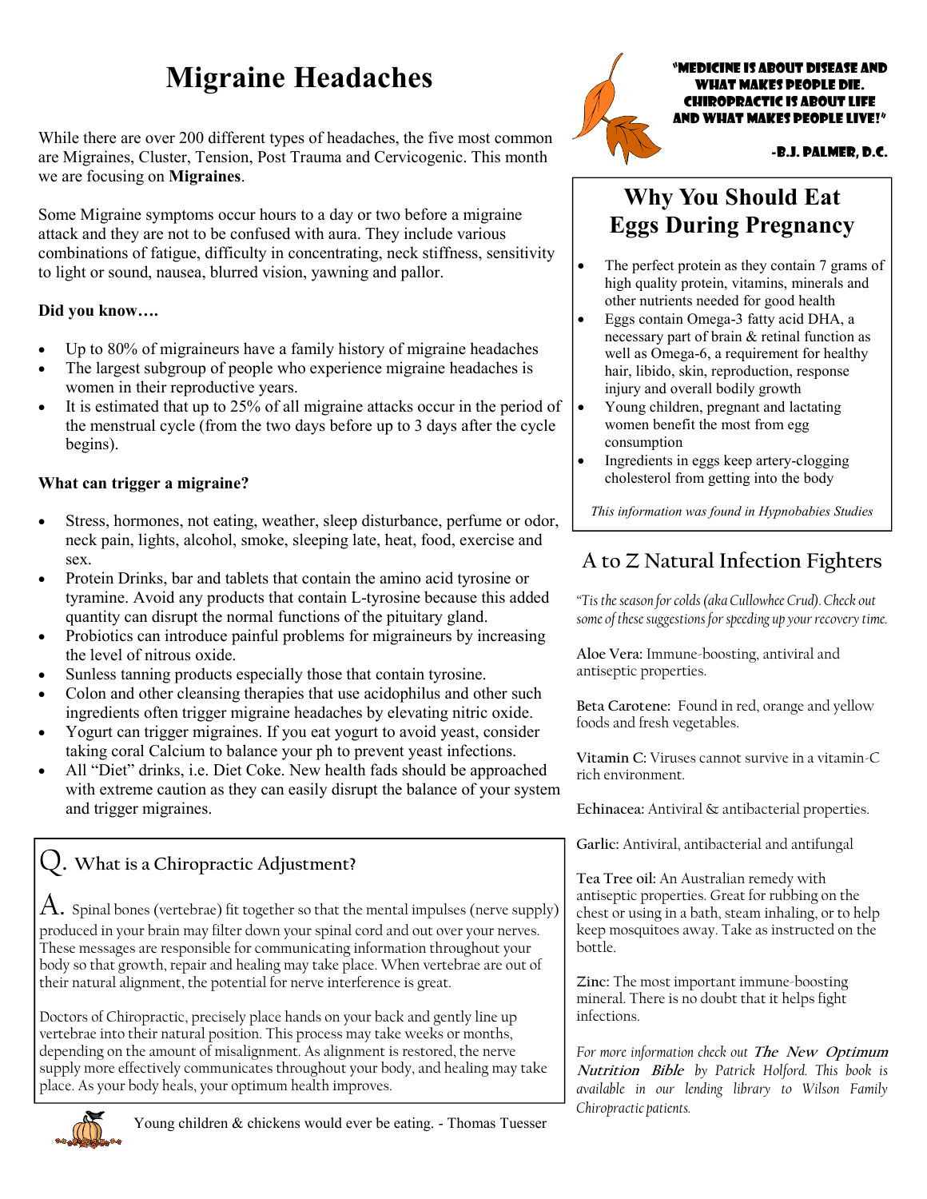# Migraine Headaches

While there are over 200 different types of headaches, the five most common are Migraines, Cluster, Tension, Post Trauma and Cervicogenic. This month we are focusing on **Migraines**.

Some Migraine symptoms occur hours to a day or two before a migraine attack and they are not to be confused with aura. They include various combinations of fatigue, difficulty in concentrating, neck stiffness, sensitivity to light or sound, nausea, blurred vision, yawning and pallor.

**Did you know….**

- Up to 80% of migraineurs have a family history of migraine headaches
- The largest subgroup of people who experience migraine headaches is women in their reproductive years.
- It is estimated that up to 25% of all migraine attacks occur in the period of the menstrual cycle (from the two days before up to 3 days after the cycle begins).

**What can trigger a migraine?**

- Stress, hormones, not eating, weather, sleep disturbance, perfume or odor, neck pain, lights, alcohol, smoke, sleeping late, heat, food, exercise and sex.
- Protein Drinks, bar and tablets that contain the amino acid tyrosine or tyramine. Avoid any products that contain L-tyrosine because this added quantity can disrupt the normal functions of the pituitary gland.
- Probiotics can introduce painful problems for migraineurs by increasing the level of nitrous oxide.
- Sunless tanning products especially those that contain tyrosine.
- Colon and other cleansing therapies that use acidophilus and other such ingredients often trigger migraine headaches by elevating nitric oxide.
- Yogurt can trigger migraines. If you eat yogurt to avoid yeast, consider taking coral Calcium to balance your ph to prevent yeast infections.
- All "Diet" drinks, i.e. Diet Coke. New health fads should be approached with extreme caution as they can easily disrupt the balance of your system and trigger migraines.

## Q. What is a Chiropractic Adjustment?

A. Spinal bones (vertebrae) fit together so that the mental impulses (nerve supply) produced in your brain may filter down your spinal cord and out over your nerves. These messages are responsible for communicating information throughout your body so that growth, repair and healing may take place. When vertebrae are out of their natural alignment, the potential for nerve interference is great.

Doctors of Chiropractic, precisely place hands on your back and gently line up vertebrae into their natural position. This process may take weeks or months, depending on the amount of misalignment. As alignment is restored, the nerve supply more effectively communicates throughout your body, and healing may take place. As your body heals, your optimum health improves.

Young children & chickens would ever be eating. - Thomas Tuesser

**"Medicine is about disease and what makes people die. Chiropractic is about life and what makes people live!"**

**-B.J. Palmer, D.C.**

## Why You Should Eat Eggs During Pregnancy

- The perfect protein as they contain 7 grams of high quality protein, vitamins, minerals and other nutrients needed for good health
- Eggs contain Omega-3 fatty acid DHA, a necessary part of brain & retinal function as well as Omega-6, a requirement for healthy hair, libido, skin, reproduction, response injury and overall bodily growth
- Young children, pregnant and lactating women benefit the most from egg consumption
- Ingredients in eggs keep artery-clogging cholesterol from getting into the body

*This information was found in Hypnobabies Studies*

## A to Z Natural Infection Fighters

*'Tis the season for colds (aka Cullowhee Crud). Check out some of these suggestions for speeding up your recovery time.*

**Aloe Vera:** Immune-boosting, antiviral and antiseptic properties.

**Beta Carotene:** Found in red, orange and yellow foods and fresh vegetables.

**Vitamin C:** Viruses cannot survive in a vitamin-C rich environment.

**Echinacea:** Antiviral & antibacterial properties.

**Garlic:** Antiviral, antibacterial and antifungal

**Tea Tree oil:** An Australian remedy with antiseptic properties. Great for rubbing on the chest or using in a bath, steam inhaling, or to help keep mosquitoes away. Take as instructed on the bottle.

**Zinc:** The most important immune-boosting mineral. There is no doubt that it helps fight infections.

*For more information check out* ***The New Optimum Nutrition Bible*** *by Patrick Holford. This book is available in our lending library to Wilson Family Chiropractic patients.*